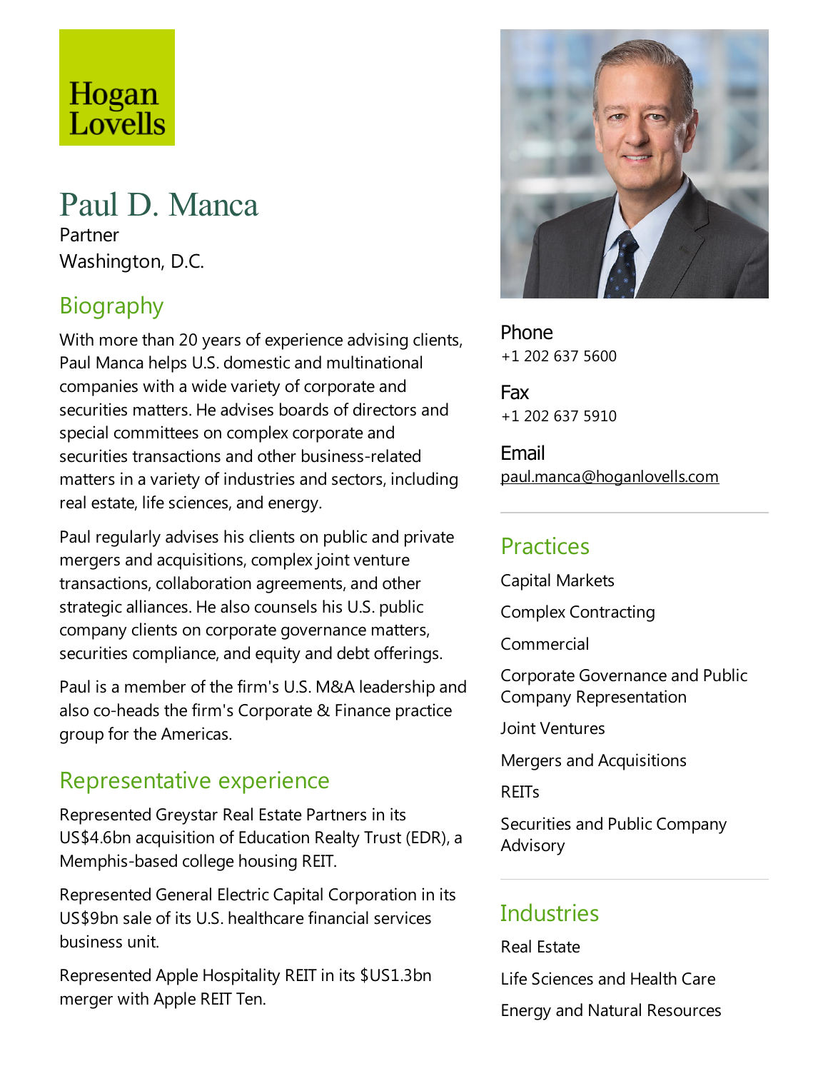Hogan Lovells

# Paul D. Manca

Partner

Washington, D.C.

## Biography

With more than 20 years of experience advising clients, Paul Manca helps U.S. domestic and multinational companies with a wide variety of corporate and securities matters. He advises boards of directors and special committees on complex corporate and securities transactions and other business-related matters in a variety of industries and sectors, including real estate, life sciences, and energy.

Paul regularly advises his clients on public and private mergers and acquisitions, complex joint venture transactions, collaboration agreements, and other strategic alliances. He also counsels his U.S. public company clients on corporate governance matters, securities compliance, and equity and debt offerings.

Paul is a member of the firm's U.S. M&A leadership and also co-heads the firm's Corporate & Finance practice group for the Americas.

## Representative experience

Represented Greystar Real Estate Partners in its US$4.6bn acquisition of Education Realty Trust (EDR), a Memphis-based college housing REIT.

Represented General Electric Capital Corporation in its US$9bn sale of its U.S. healthcare financial services business unit.

Represented Apple Hospitality REIT in its $US1.3bn merger with Apple REIT Ten.

**Phone**
+1 202 637 5600

**Fax**
+1 202 637 5910

**Email**
paul.manca@hoganlovells.com

## Practices

Capital Markets

Complex Contracting

Commercial

Corporate Governance and Public Company Representation

Joint Ventures

Mergers and Acquisitions

REITs

Securities and Public Company Advisory

## Industries

Real Estate

Life Sciences and Health Care

Energy and Natural Resources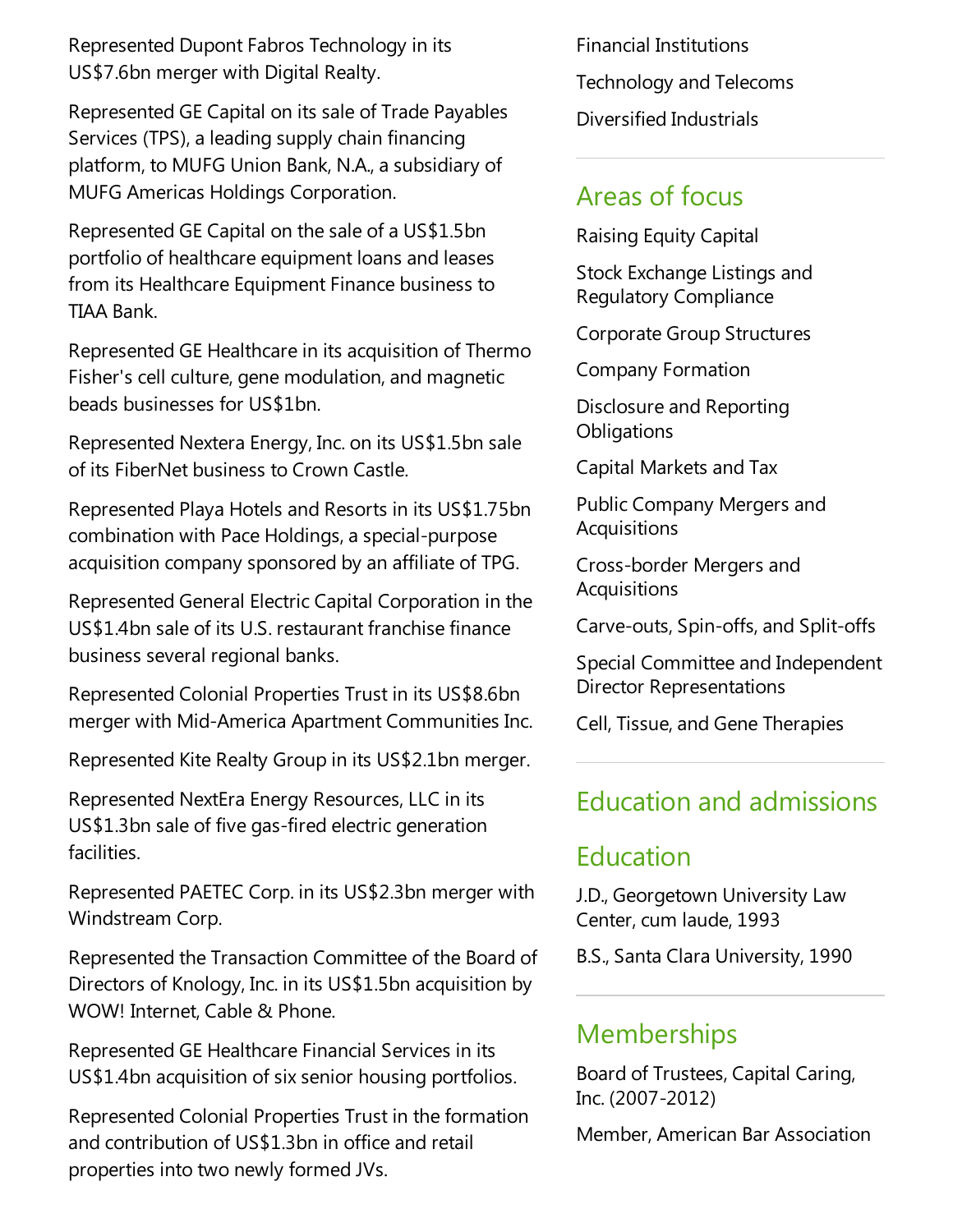Represented Dupont Fabros Technology in its US$7.6bn merger with Digital Realty.

Represented GE Capital on its sale of Trade Payables Services (TPS), a leading supply chain financing platform, to MUFG Union Bank, N.A., a subsidiary of MUFG Americas Holdings Corporation.

Represented GE Capital on the sale of a US$1.5bn portfolio of healthcare equipment loans and leases from its Healthcare Equipment Finance business to TIAA Bank.

Represented GE Healthcare in its acquisition of Thermo Fisher's cell culture, gene modulation, and magnetic beads businesses for US$1bn.

Represented Nextera Energy, Inc. on its US$1.5bn sale of its FiberNet business to Crown Castle.

Represented Playa Hotels and Resorts in its US$1.75bn combination with Pace Holdings, a special-purpose acquisition company sponsored by an affiliate of TPG.

Represented General Electric Capital Corporation in the US$1.4bn sale of its U.S. restaurant franchise finance business several regional banks.

Represented Colonial Properties Trust in its US$8.6bn merger with Mid-America Apartment Communities Inc.

Represented Kite Realty Group in its US$2.1bn merger.

Represented NextEra Energy Resources, LLC in its US$1.3bn sale of five gas-fired electric generation facilities.

Represented PAETEC Corp. in its US$2.3bn merger with Windstream Corp.

Represented the Transaction Committee of the Board of Directors of Knology, Inc. in its US$1.5bn acquisition by WOW! Internet, Cable & Phone.

Represented GE Healthcare Financial Services in its US$1.4bn acquisition of six senior housing portfolios.

Represented Colonial Properties Trust in the formation and contribution of US$1.3bn in office and retail properties into two newly formed JVs.

Financial Institutions

Technology and Telecoms

Diversified Industrials

## Areas of focus

Raising Equity Capital

Stock Exchange Listings and Regulatory Compliance

Corporate Group Structures

Company Formation

Disclosure and Reporting Obligations

Capital Markets and Tax

Public Company Mergers and Acquisitions

Cross-border Mergers and Acquisitions

Carve-outs, Spin-offs, and Split-offs

Special Committee and Independent Director Representations

Cell, Tissue, and Gene Therapies

## Education and admissions

## Education

J.D., Georgetown University Law Center, cum laude, 1993

B.S., Santa Clara University, 1990

## Memberships

Board of Trustees, Capital Caring, Inc. (2007-2012)

Member, American Bar Association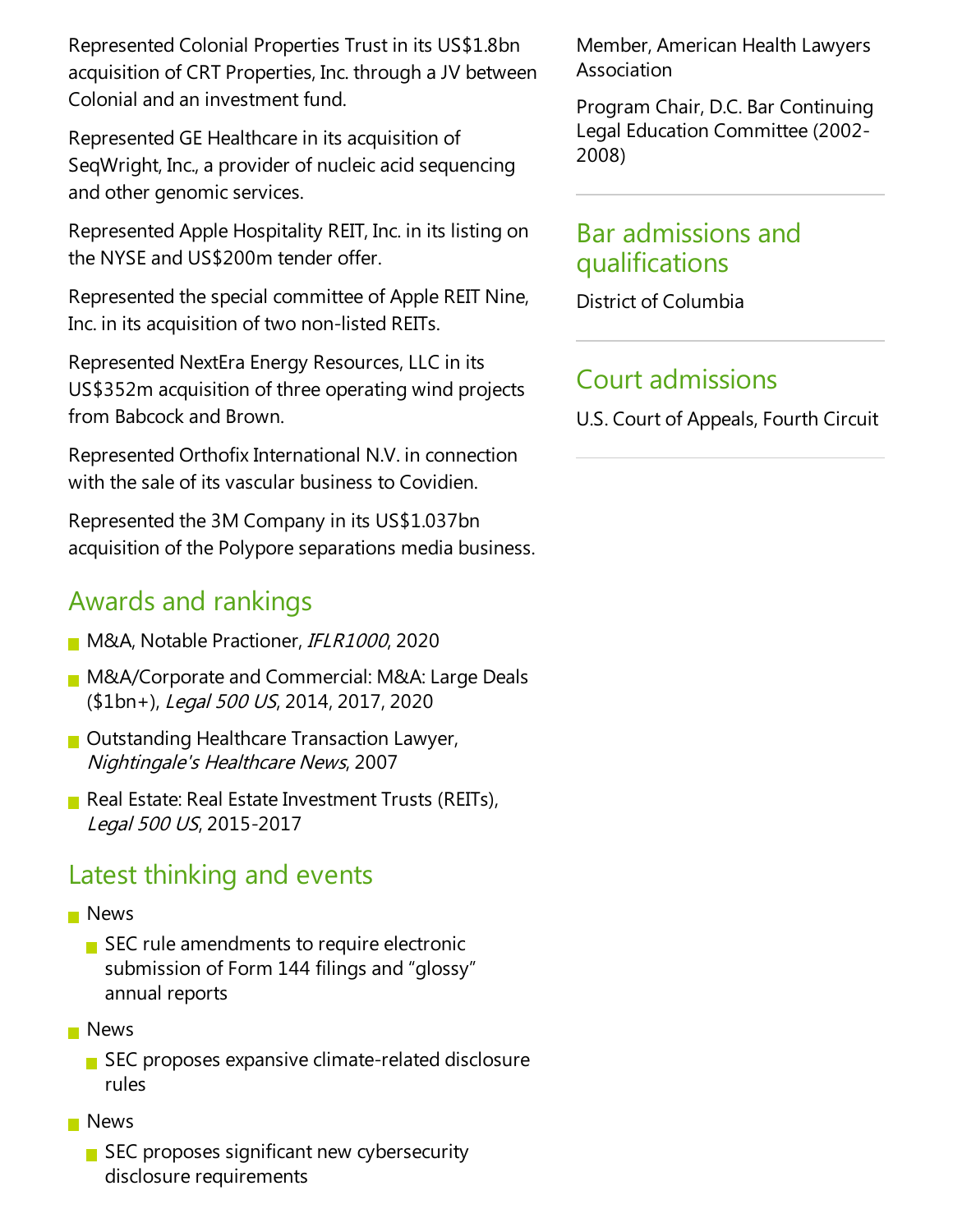Represented Colonial Properties Trust in its US$1.8bn acquisition of CRT Properties, Inc. through a JV between Colonial and an investment fund.

Represented GE Healthcare in its acquisition of SeqWright, Inc., a provider of nucleic acid sequencing and other genomic services.

Represented Apple Hospitality REIT, Inc. in its listing on the NYSE and US$200m tender offer.

Represented the special committee of Apple REIT Nine, Inc. in its acquisition of two non-listed REITs.

Represented NextEra Energy Resources, LLC in its US$352m acquisition of three operating wind projects from Babcock and Brown.

Represented Orthofix International N.V. in connection with the sale of its vascular business to Covidien.

Represented the 3M Company in its US$1.037bn acquisition of the Polypore separations media business.

## Awards and rankings

- M&A, Notable Practioner, *IFLR1000*, 2020
- M&A/Corporate and Commercial: M&A: Large Deals ($1bn+), *Legal 500 US*, 2014, 2017, 2020
- Outstanding Healthcare Transaction Lawyer, *Nightingale's Healthcare News*, 2007
- Real Estate: Real Estate Investment Trusts (REITs), *Legal 500 US*, 2015-2017

## Latest thinking and events

- News
  - SEC rule amendments to require electronic submission of Form 144 filings and "glossy" annual reports
- News
  - SEC proposes expansive climate-related disclosure rules
- News
  - SEC proposes significant new cybersecurity disclosure requirements

Member, American Health Lawyers Association

Program Chair, D.C. Bar Continuing Legal Education Committee (2002-2008)

## Bar admissions and qualifications

District of Columbia

## Court admissions

U.S. Court of Appeals, Fourth Circuit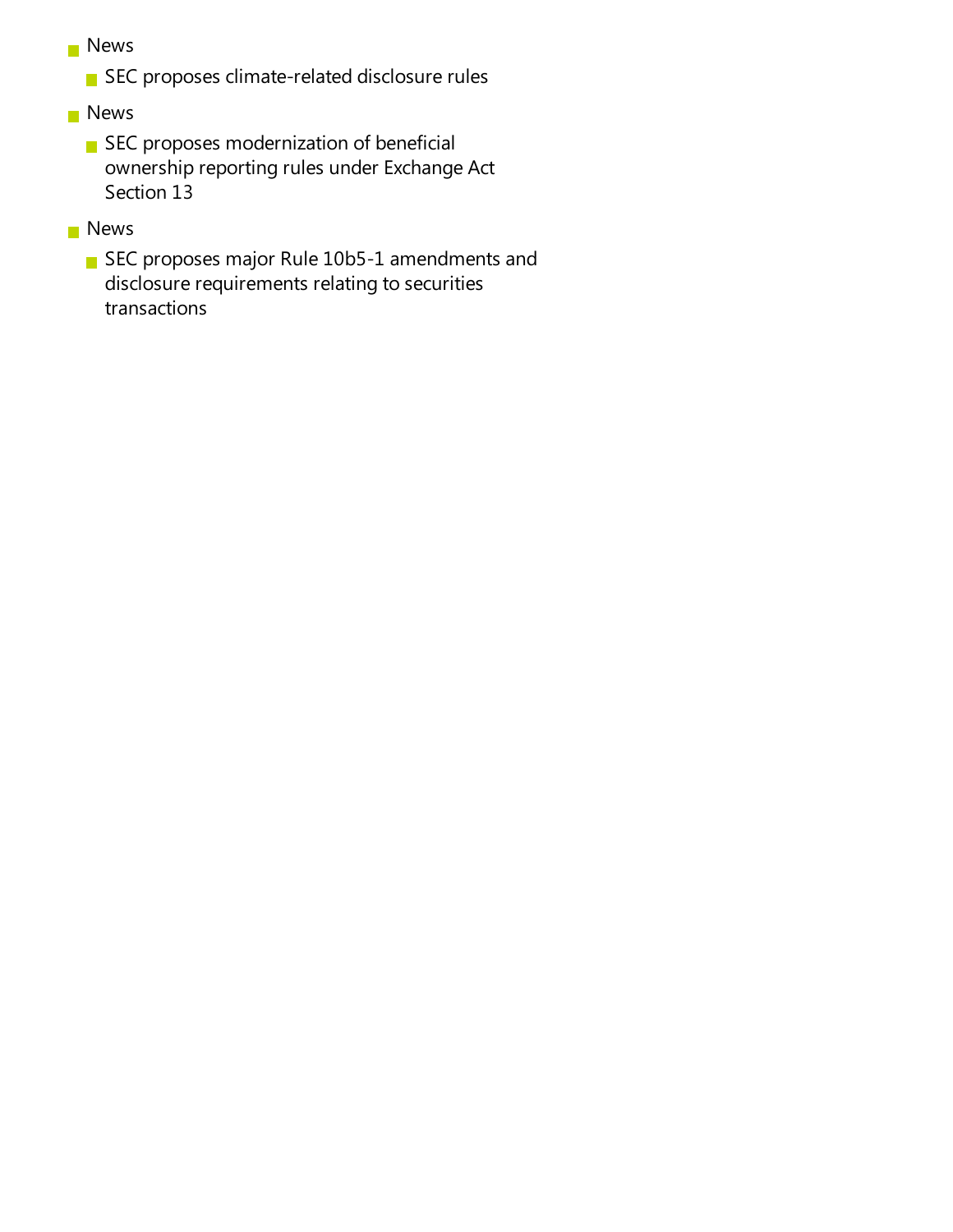- News
  - SEC proposes climate-related disclosure rules
- News
  - SEC proposes modernization of beneficial ownership reporting rules under Exchange Act Section 13
- News
  - SEC proposes major Rule 10b5-1 amendments and disclosure requirements relating to securities transactions